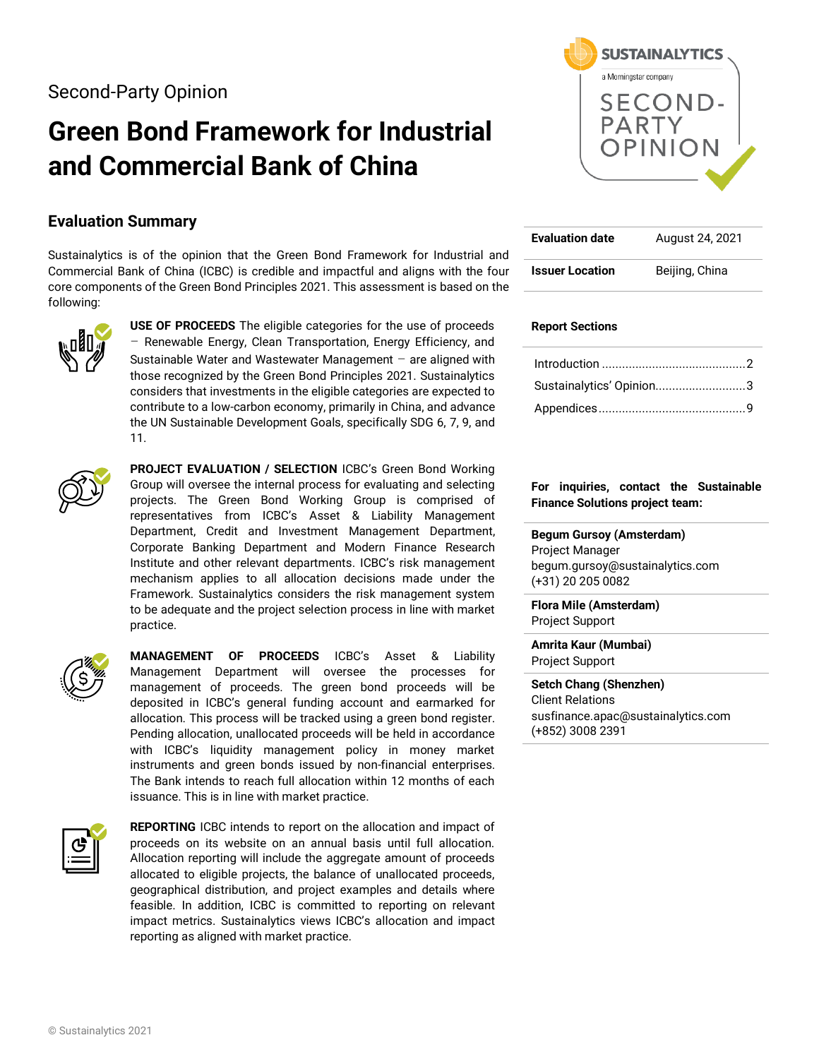Second-Party Opinion

# Green Bond Framework for Industrial and Commercial Bank of China

## Evaluation Summary

Sustainalytics is of the opinion that the Green Bond Framework for Industrial and Commercial Bank of China (ICBC) is credible and impactful and aligns with the four core components of the Green Bond Principles 2021. This assessment is based on the following:

**USE OF PROCEEDS** The eligible categories for the use of proceeds – Renewable Energy, Clean Transportation, Energy Efficiency, and Sustainable Water and Wastewater Management – are aligned with those recognized by the Green Bond Principles 2021. Sustainalytics considers that investments in the eligible categories are expected to contribute to a low-carbon economy, primarily in China, and advance the UN Sustainable Development Goals, specifically SDG 6, 7, 9, and 11.

**PROJECT EVALUATION / SELECTION** ICBC's Green Bond Working Group will oversee the internal process for evaluating and selecting projects. The Green Bond Working Group is comprised of representatives from ICBC's Asset & Liability Management Department, Credit and Investment Management Department, Corporate Banking Department and Modern Finance Research Institute and other relevant departments. ICBC's risk management mechanism applies to all allocation decisions made under the Framework. Sustainalytics considers the risk management system to be adequate and the project selection process in line with market practice.

**MANAGEMENT OF PROCEEDS** ICBC's Asset & Liability Management Department will oversee the processes for management of proceeds. The green bond proceeds will be deposited in ICBC's general funding account and earmarked for allocation. This process will be tracked using a green bond register. Pending allocation, unallocated proceeds will be held in accordance with ICBC's liquidity management policy in money market instruments and green bonds issued by non-financial enterprises. The Bank intends to reach full allocation within 12 months of each issuance. This is in line with market practice.

**REPORTING** ICBC intends to report on the allocation and impact of proceeds on its website on an annual basis until full allocation. Allocation reporting will include the aggregate amount of proceeds allocated to eligible projects, the balance of unallocated proceeds, geographical distribution, and project examples and details where feasible. In addition, ICBC is committed to reporting on relevant impact metrics. Sustainalytics views ICBC's allocation and impact reporting as aligned with market practice.

| | |
|---|---|
| **Evaluation date** | August 24, 2021 |
| **Issuer Location** | Beijing, China |

**Report Sections**

- Introduction ........................................... 2
- Sustainalytics' Opinion........................... 3
- Appendices ............................................ 9

**For inquiries, contact the Sustainable Finance Solutions project team:**

**Begum Gursoy (Amsterdam)**
Project Manager
begum.gursoy@sustainalytics.com
(+31) 20 205 0082

**Flora Mile (Amsterdam)**
Project Support

**Amrita Kaur (Mumbai)**
Project Support

**Setch Chang (Shenzhen)**
Client Relations
susfinance.apac@sustainalytics.com
(+852) 3008 2391

© Sustainalytics 2021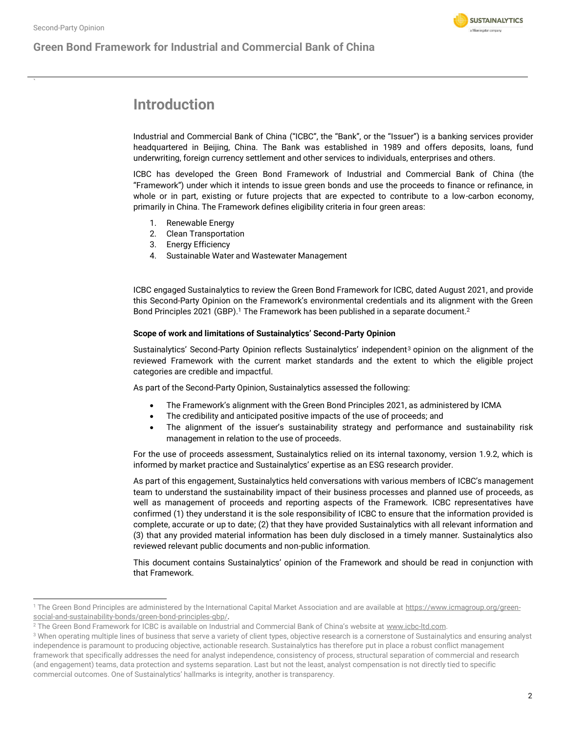# Introduction

Industrial and Commercial Bank of China ("ICBC", the "Bank", or the "Issuer") is a banking services provider headquartered in Beijing, China. The Bank was established in 1989 and offers deposits, loans, fund underwriting, foreign currency settlement and other services to individuals, enterprises and others.

ICBC has developed the Green Bond Framework of Industrial and Commercial Bank of China (the "Framework") under which it intends to issue green bonds and use the proceeds to finance or refinance, in whole or in part, existing or future projects that are expected to contribute to a low-carbon economy, primarily in China. The Framework defines eligibility criteria in four green areas:

1. Renewable Energy
2. Clean Transportation
3. Energy Efficiency
4. Sustainable Water and Wastewater Management

ICBC engaged Sustainalytics to review the Green Bond Framework for ICBC, dated August 2021, and provide this Second-Party Opinion on the Framework's environmental credentials and its alignment with the Green Bond Principles 2021 (GBP).[1] The Framework has been published in a separate document.[2]

**Scope of work and limitations of Sustainalytics' Second-Party Opinion**

Sustainalytics' Second-Party Opinion reflects Sustainalytics' independent[3] opinion on the alignment of the reviewed Framework with the current market standards and the extent to which the eligible project categories are credible and impactful.

As part of the Second-Party Opinion, Sustainalytics assessed the following:

- The Framework's alignment with the Green Bond Principles 2021, as administered by ICMA
- The credibility and anticipated positive impacts of the use of proceeds; and
- The alignment of the issuer's sustainability strategy and performance and sustainability risk management in relation to the use of proceeds.

For the use of proceeds assessment, Sustainalytics relied on its internal taxonomy, version 1.9.2, which is informed by market practice and Sustainalytics' expertise as an ESG research provider.

As part of this engagement, Sustainalytics held conversations with various members of ICBC's management team to understand the sustainability impact of their business processes and planned use of proceeds, as well as management of proceeds and reporting aspects of the Framework. ICBC representatives have confirmed (1) they understand it is the sole responsibility of ICBC to ensure that the information provided is complete, accurate or up to date; (2) that they have provided Sustainalytics with all relevant information and (3) that any provided material information has been duly disclosed in a timely manner. Sustainalytics also reviewed relevant public documents and non-public information.

This document contains Sustainalytics' opinion of the Framework and should be read in conjunction with that Framework.

---

[1] The Green Bond Principles are administered by the International Capital Market Association and are available at https://www.icmagroup.org/green-social-and-sustainability-bonds/green-bond-principles-gbp/.

[2] The Green Bond Framework for ICBC is available on Industrial and Commercial Bank of China's website at www.icbc-ltd.com.

[3] When operating multiple lines of business that serve a variety of client types, objective research is a cornerstone of Sustainalytics and ensuring analyst independence is paramount to producing objective, actionable research. Sustainalytics has therefore put in place a robust conflict management framework that specifically addresses the need for analyst independence, consistency of process, structural separation of commercial and research (and engagement) teams, data protection and systems separation. Last but not the least, analyst compensation is not directly tied to specific commercial outcomes. One of Sustainalytics' hallmarks is integrity, another is transparency.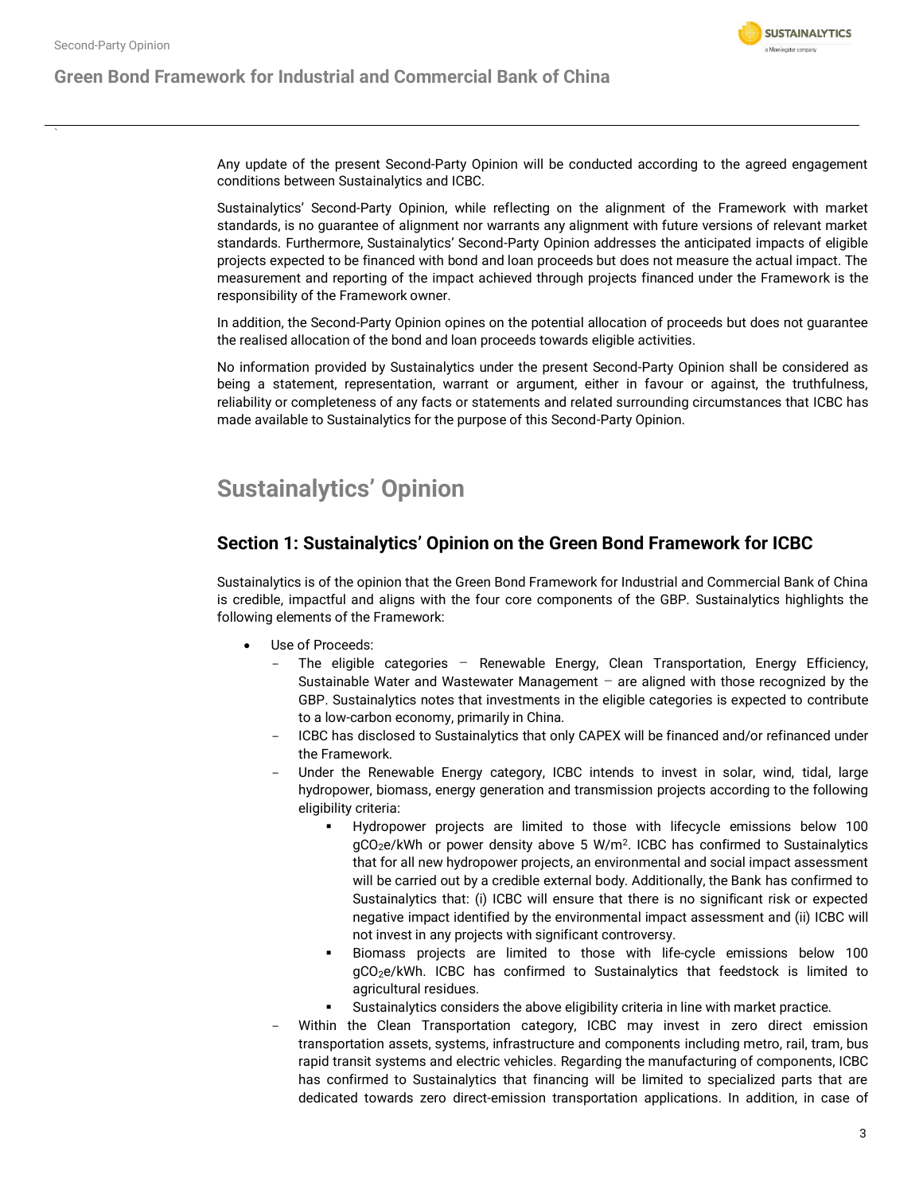Any update of the present Second-Party Opinion will be conducted according to the agreed engagement conditions between Sustainalytics and ICBC.

Sustainalytics' Second-Party Opinion, while reflecting on the alignment of the Framework with market standards, is no guarantee of alignment nor warrants any alignment with future versions of relevant market standards. Furthermore, Sustainalytics' Second-Party Opinion addresses the anticipated impacts of eligible projects expected to be financed with bond and loan proceeds but does not measure the actual impact. The measurement and reporting of the impact achieved through projects financed under the Framework is the responsibility of the Framework owner.

In addition, the Second-Party Opinion opines on the potential allocation of proceeds but does not guarantee the realised allocation of the bond and loan proceeds towards eligible activities.

No information provided by Sustainalytics under the present Second-Party Opinion shall be considered as being a statement, representation, warrant or argument, either in favour or against, the truthfulness, reliability or completeness of any facts or statements and related surrounding circumstances that ICBC has made available to Sustainalytics for the purpose of this Second-Party Opinion.

# Sustainalytics' Opinion

## Section 1: Sustainalytics' Opinion on the Green Bond Framework for ICBC

Sustainalytics is of the opinion that the Green Bond Framework for Industrial and Commercial Bank of China is credible, impactful and aligns with the four core components of the GBP. Sustainalytics highlights the following elements of the Framework:

- Use of Proceeds:
  - The eligible categories – Renewable Energy, Clean Transportation, Energy Efficiency, Sustainable Water and Wastewater Management – are aligned with those recognized by the GBP. Sustainalytics notes that investments in the eligible categories is expected to contribute to a low-carbon economy, primarily in China.
  - ICBC has disclosed to Sustainalytics that only CAPEX will be financed and/or refinanced under the Framework.
  - Under the Renewable Energy category, ICBC intends to invest in solar, wind, tidal, large hydropower, biomass, energy generation and transmission projects according to the following eligibility criteria:
    - Hydropower projects are limited to those with lifecycle emissions below 100 $gCO_2e/kWh$ or power density above 5 $W/m^2$. ICBC has confirmed to Sustainalytics that for all new hydropower projects, an environmental and social impact assessment will be carried out by a credible external body. Additionally, the Bank has confirmed to Sustainalytics that: (i) ICBC will ensure that there is no significant risk or expected negative impact identified by the environmental impact assessment and (ii) ICBC will not invest in any projects with significant controversy.
    - Biomass projects are limited to those with life-cycle emissions below 100 $gCO_2e/kWh$. ICBC has confirmed to Sustainalytics that feedstock is limited to agricultural residues.
    - Sustainalytics considers the above eligibility criteria in line with market practice.
  - Within the Clean Transportation category, ICBC may invest in zero direct emission transportation assets, systems, infrastructure and components including metro, rail, tram, bus rapid transit systems and electric vehicles. Regarding the manufacturing of components, ICBC has confirmed to Sustainalytics that financing will be limited to specialized parts that are dedicated towards zero direct-emission transportation applications. In addition, in case of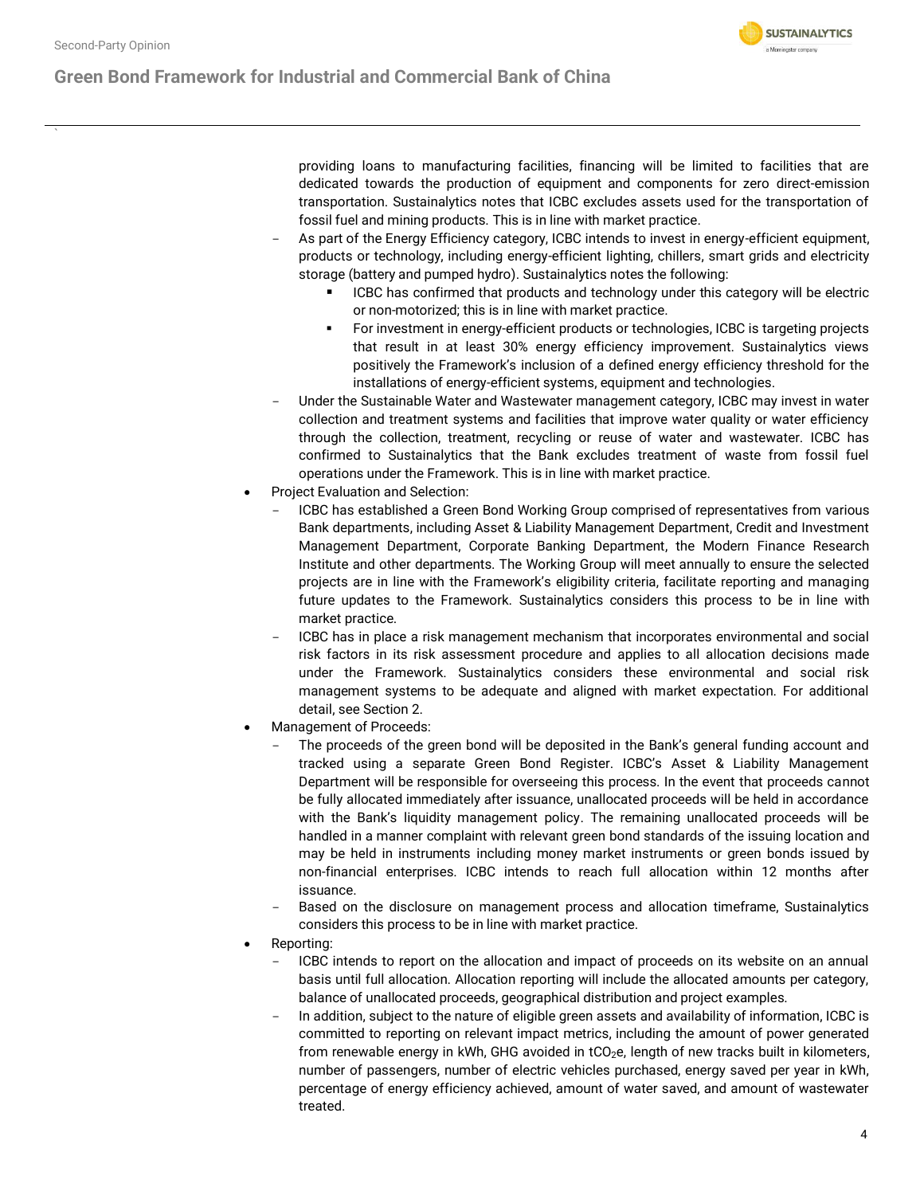providing loans to manufacturing facilities, financing will be limited to facilities that are dedicated towards the production of equipment and components for zero direct-emission transportation. Sustainalytics notes that ICBC excludes assets used for the transportation of fossil fuel and mining products. This is in line with market practice.

  - As part of the Energy Efficiency category, ICBC intends to invest in energy-efficient equipment, products or technology, including energy-efficient lighting, chillers, smart grids and electricity storage (battery and pumped hydro). Sustainalytics notes the following:
    - ICBC has confirmed that products and technology under this category will be electric or non-motorized; this is in line with market practice.
    - For investment in energy-efficient products or technologies, ICBC is targeting projects that result in at least 30% energy efficiency improvement. Sustainalytics views positively the Framework's inclusion of a defined energy efficiency threshold for the installations of energy-efficient systems, equipment and technologies.
  - Under the Sustainable Water and Wastewater management category, ICBC may invest in water collection and treatment systems and facilities that improve water quality or water efficiency through the collection, treatment, recycling or reuse of water and wastewater. ICBC has confirmed to Sustainalytics that the Bank excludes treatment of waste from fossil fuel operations under the Framework. This is in line with market practice.
- Project Evaluation and Selection:
  - ICBC has established a Green Bond Working Group comprised of representatives from various Bank departments, including Asset & Liability Management Department, Credit and Investment Management Department, Corporate Banking Department, the Modern Finance Research Institute and other departments. The Working Group will meet annually to ensure the selected projects are in line with the Framework's eligibility criteria, facilitate reporting and managing future updates to the Framework. Sustainalytics considers this process to be in line with market practice.
  - ICBC has in place a risk management mechanism that incorporates environmental and social risk factors in its risk assessment procedure and applies to all allocation decisions made under the Framework. Sustainalytics considers these environmental and social risk management systems to be adequate and aligned with market expectation. For additional detail, see Section 2.
- Management of Proceeds:
  - The proceeds of the green bond will be deposited in the Bank's general funding account and tracked using a separate Green Bond Register. ICBC's Asset & Liability Management Department will be responsible for overseeing this process. In the event that proceeds cannot be fully allocated immediately after issuance, unallocated proceeds will be held in accordance with the Bank's liquidity management policy. The remaining unallocated proceeds will be handled in a manner complaint with relevant green bond standards of the issuing location and may be held in instruments including money market instruments or green bonds issued by non-financial enterprises. ICBC intends to reach full allocation within 12 months after issuance.
  - Based on the disclosure on management process and allocation timeframe, Sustainalytics considers this process to be in line with market practice.
- Reporting:
  - ICBC intends to report on the allocation and impact of proceeds on its website on an annual basis until full allocation. Allocation reporting will include the allocated amounts per category, balance of unallocated proceeds, geographical distribution and project examples.
  - In addition, subject to the nature of eligible green assets and availability of information, ICBC is committed to reporting on relevant impact metrics, including the amount of power generated from renewable energy in kWh, GHG avoided in $tCO_2e$, length of new tracks built in kilometers, number of passengers, number of electric vehicles purchased, energy saved per year in kWh, percentage of energy efficiency achieved, amount of water saved, and amount of wastewater treated.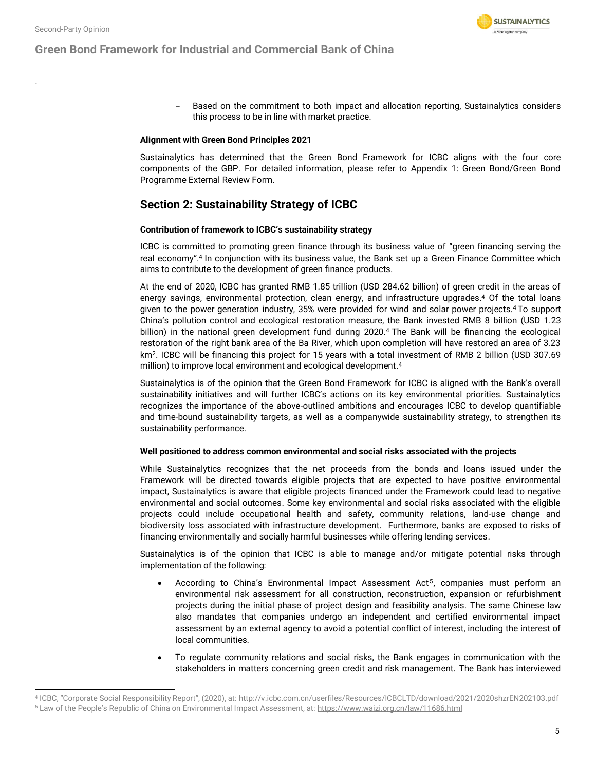- Based on the commitment to both impact and allocation reporting, Sustainalytics considers this process to be in line with market practice.

**Alignment with Green Bond Principles 2021**

Sustainalytics has determined that the Green Bond Framework for ICBC aligns with the four core components of the GBP. For detailed information, please refer to Appendix 1: Green Bond/Green Bond Programme External Review Form.

## Section 2: Sustainability Strategy of ICBC

**Contribution of framework to ICBC's sustainability strategy**

ICBC is committed to promoting green finance through its business value of "green financing serving the real economy".[4] In conjunction with its business value, the Bank set up a Green Finance Committee which aims to contribute to the development of green finance products.

At the end of 2020, ICBC has granted RMB 1.85 trillion (USD 284.62 billion) of green credit in the areas of energy savings, environmental protection, clean energy, and infrastructure upgrades.[4] Of the total loans given to the power generation industry, 35% were provided for wind and solar power projects.[4] To support China's pollution control and ecological restoration measure, the Bank invested RMB 8 billion (USD 1.23 billion) in the national green development fund during 2020.[4] The Bank will be financing the ecological restoration of the right bank area of the Ba River, which upon completion will have restored an area of 3.23 km$^2$. ICBC will be financing this project for 15 years with a total investment of RMB 2 billion (USD 307.69 million) to improve local environment and ecological development.[4]

Sustainalytics is of the opinion that the Green Bond Framework for ICBC is aligned with the Bank's overall sustainability initiatives and will further ICBC's actions on its key environmental priorities. Sustainalytics recognizes the importance of the above-outlined ambitions and encourages ICBC to develop quantifiable and time-bound sustainability targets, as well as a companywide sustainability strategy, to strengthen its sustainability performance.

**Well positioned to address common environmental and social risks associated with the projects**

While Sustainalytics recognizes that the net proceeds from the bonds and loans issued under the Framework will be directed towards eligible projects that are expected to have positive environmental impact, Sustainalytics is aware that eligible projects financed under the Framework could lead to negative environmental and social outcomes. Some key environmental and social risks associated with the eligible projects could include occupational health and safety, community relations, land-use change and biodiversity loss associated with infrastructure development. Furthermore, banks are exposed to risks of financing environmentally and socially harmful businesses while offering lending services.

Sustainalytics is of the opinion that ICBC is able to manage and/or mitigate potential risks through implementation of the following:

- According to China's Environmental Impact Assessment Act[5], companies must perform an environmental risk assessment for all construction, reconstruction, expansion or refurbishment projects during the initial phase of project design and feasibility analysis. The same Chinese law also mandates that companies undergo an independent and certified environmental impact assessment by an external agency to avoid a potential conflict of interest, including the interest of local communities.
- To regulate community relations and social risks, the Bank engages in communication with the stakeholders in matters concerning green credit and risk management. The Bank has interviewed

[4] ICBC, "Corporate Social Responsibility Report", (2020), at: http://v.icbc.com.cn/userfiles/Resources/ICBCLTD/download/2021/2020shzrEN202103.pdf

[5] Law of the People's Republic of China on Environmental Impact Assessment, at: https://www.waizi.org.cn/law/11686.html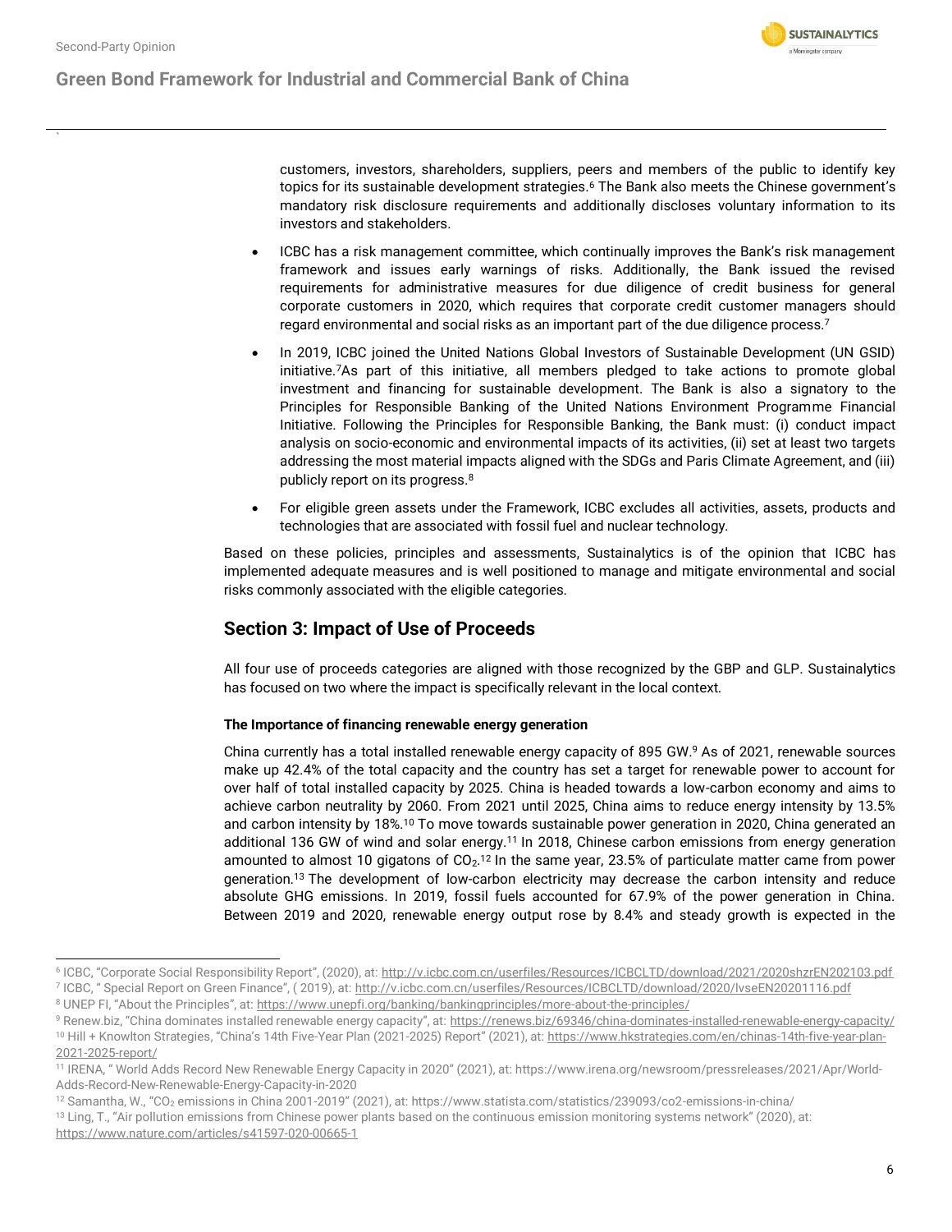customers, investors, shareholders, suppliers, peers and members of the public to identify key topics for its sustainable development strategies.[6] The Bank also meets the Chinese government's mandatory risk disclosure requirements and additionally discloses voluntary information to its investors and stakeholders.

- ICBC has a risk management committee, which continually improves the Bank's risk management framework and issues early warnings of risks. Additionally, the Bank issued the revised requirements for administrative measures for due diligence of credit business for general corporate customers in 2020, which requires that corporate credit customer managers should regard environmental and social risks as an important part of the due diligence process.[7]
- In 2019, ICBC joined the United Nations Global Investors of Sustainable Development (UN GSID) initiative.[7]As part of this initiative, all members pledged to take actions to promote global investment and financing for sustainable development. The Bank is also a signatory to the Principles for Responsible Banking of the United Nations Environment Programme Financial Initiative. Following the Principles for Responsible Banking, the Bank must: (i) conduct impact analysis on socio-economic and environmental impacts of its activities, (ii) set at least two targets addressing the most material impacts aligned with the SDGs and Paris Climate Agreement, and (iii) publicly report on its progress.[8]
- For eligible green assets under the Framework, ICBC excludes all activities, assets, products and technologies that are associated with fossil fuel and nuclear technology.

Based on these policies, principles and assessments, Sustainalytics is of the opinion that ICBC has implemented adequate measures and is well positioned to manage and mitigate environmental and social risks commonly associated with the eligible categories.

## Section 3: Impact of Use of Proceeds

All four use of proceeds categories are aligned with those recognized by the GBP and GLP. Sustainalytics has focused on two where the impact is specifically relevant in the local context.

**The Importance of financing renewable energy generation**

China currently has a total installed renewable energy capacity of 895 GW.[9] As of 2021, renewable sources make up 42.4% of the total capacity and the country has set a target for renewable power to account for over half of total installed capacity by 2025. China is headed towards a low-carbon economy and aims to achieve carbon neutrality by 2060. From 2021 until 2025, China aims to reduce energy intensity by 13.5% and carbon intensity by 18%.[10] To move towards sustainable power generation in 2020, China generated an additional 136 GW of wind and solar energy.[11] In 2018, Chinese carbon emissions from energy generation amounted to almost 10 gigatons of $CO_2$.[12] In the same year, 23.5% of particulate matter came from power generation.[13] The development of low-carbon electricity may decrease the carbon intensity and reduce absolute GHG emissions. In 2019, fossil fuels accounted for 67.9% of the power generation in China. Between 2019 and 2020, renewable energy output rose by 8.4% and steady growth is expected in the

---

[6] ICBC, "Corporate Social Responsibility Report", (2020), at: http://v.icbc.com.cn/userfiles/Resources/ICBCLTD/download/2021/2020shzrEN202103.pdf

[7] ICBC, " Special Report on Green Finance", ( 2019), at: http://v.icbc.com.cn/userfiles/Resources/ICBCLTD/download/2020/lvseEN20201116.pdf

[8] UNEP FI, "About the Principles", at: https://www.unepfi.org/banking/bankingprinciples/more-about-the-principles/

[9] Renew.biz, "China dominates installed renewable energy capacity", at: https://renews.biz/69346/china-dominates-installed-renewable-energy-capacity/

[10] Hill + Knowlton Strategies, "China's 14th Five-Year Plan (2021-2025) Report" (2021), at: https://www.hkstrategies.com/en/chinas-14th-five-year-plan-2021-2025-report/

[11] IRENA, " World Adds Record New Renewable Energy Capacity in 2020" (2021), at: https://www.irena.org/newsroom/pressreleases/2021/Apr/World-Adds-Record-New-Renewable-Energy-Capacity-in-2020

[12] Samantha, W., "$CO_2$ emissions in China 2001-2019" (2021), at: https://www.statista.com/statistics/239093/co2-emissions-in-china/

[13] Ling, T., "Air pollution emissions from Chinese power plants based on the continuous emission monitoring systems network" (2020), at: https://www.nature.com/articles/s41597-020-00665-1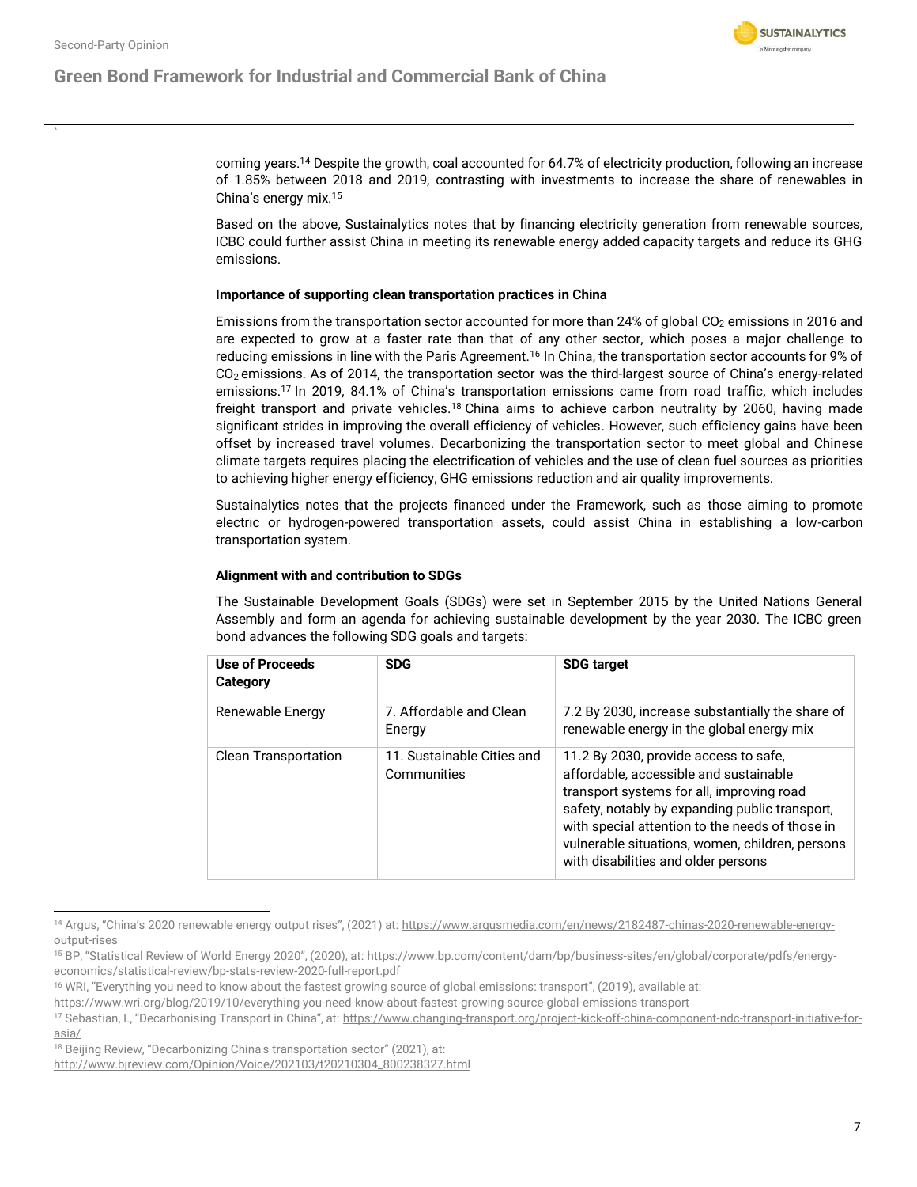coming years.[14] Despite the growth, coal accounted for 64.7% of electricity production, following an increase of 1.85% between 2018 and 2019, contrasting with investments to increase the share of renewables in China's energy mix.[15]

Based on the above, Sustainalytics notes that by financing electricity generation from renewable sources, ICBC could further assist China in meeting its renewable energy added capacity targets and reduce its GHG emissions.

**Importance of supporting clean transportation practices in China**

Emissions from the transportation sector accounted for more than 24% of global $CO_2$ emissions in 2016 and are expected to grow at a faster rate than that of any other sector, which poses a major challenge to reducing emissions in line with the Paris Agreement.[16] In China, the transportation sector accounts for 9% of $CO_2$ emissions. As of 2014, the transportation sector was the third-largest source of China's energy-related emissions.[17] In 2019, 84.1% of China's transportation emissions came from road traffic, which includes freight transport and private vehicles.[18] China aims to achieve carbon neutrality by 2060, having made significant strides in improving the overall efficiency of vehicles. However, such efficiency gains have been offset by increased travel volumes. Decarbonizing the transportation sector to meet global and Chinese climate targets requires placing the electrification of vehicles and the use of clean fuel sources as priorities to achieving higher energy efficiency, GHG emissions reduction and air quality improvements.

Sustainalytics notes that the projects financed under the Framework, such as those aiming to promote electric or hydrogen-powered transportation assets, could assist China in establishing a low-carbon transportation system.

**Alignment with and contribution to SDGs**

The Sustainable Development Goals (SDGs) were set in September 2015 by the United Nations General Assembly and form an agenda for achieving sustainable development by the year 2030. The ICBC green bond advances the following SDG goals and targets:

| Use of Proceeds Category | SDG | SDG target |
|---|---|---|
| Renewable Energy | 7. Affordable and Clean Energy | 7.2 By 2030, increase substantially the share of renewable energy in the global energy mix |
| Clean Transportation | 11. Sustainable Cities and Communities | 11.2 By 2030, provide access to safe, affordable, accessible and sustainable transport systems for all, improving road safety, notably by expanding public transport, with special attention to the needs of those in vulnerable situations, women, children, persons with disabilities and older persons |

[14] Argus, "China's 2020 renewable energy output rises", (2021) at: https://www.argusmedia.com/en/news/2182487-chinas-2020-renewable-energy-output-rises

[15] BP, "Statistical Review of World Energy 2020", (2020), at: https://www.bp.com/content/dam/bp/business-sites/en/global/corporate/pdfs/energy-economics/statistical-review/bp-stats-review-2020-full-report.pdf

[16] WRI, "Everything you need to know about the fastest growing source of global emissions: transport", (2019), available at: https://www.wri.org/blog/2019/10/everything-you-need-know-about-fastest-growing-source-global-emissions-transport

[17] Sebastian, I., "Decarbonising Transport in China", at: https://www.changing-transport.org/project-kick-off-china-component-ndc-transport-initiative-for-asia/

[18] Beijing Review, "Decarbonizing China's transportation sector" (2021), at: http://www.bjreview.com/Opinion/Voice/202103/t20210304_800238327.html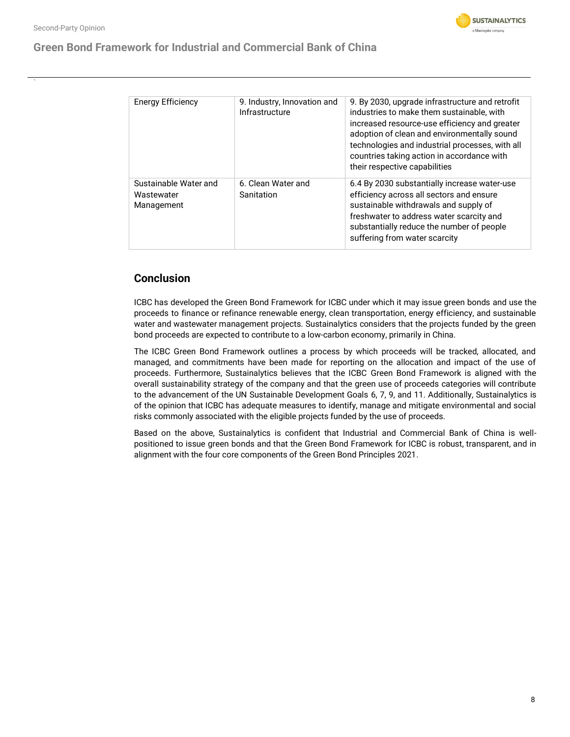| | | |
|---|---|---|
| Energy Efficiency | 9. Industry, Innovation and Infrastructure | 9. By 2030, upgrade infrastructure and retrofit industries to make them sustainable, with increased resource-use efficiency and greater adoption of clean and environmentally sound technologies and industrial processes, with all countries taking action in accordance with their respective capabilities |
| Sustainable Water and Wastewater Management | 6. Clean Water and Sanitation | 6.4 By 2030 substantially increase water-use efficiency across all sectors and ensure sustainable withdrawals and supply of freshwater to address water scarcity and substantially reduce the number of people suffering from water scarcity |

## Conclusion

ICBC has developed the Green Bond Framework for ICBC under which it may issue green bonds and use the proceeds to finance or refinance renewable energy, clean transportation, energy efficiency, and sustainable water and wastewater management projects. Sustainalytics considers that the projects funded by the green bond proceeds are expected to contribute to a low-carbon economy, primarily in China.

The ICBC Green Bond Framework outlines a process by which proceeds will be tracked, allocated, and managed, and commitments have been made for reporting on the allocation and impact of the use of proceeds. Furthermore, Sustainalytics believes that the ICBC Green Bond Framework is aligned with the overall sustainability strategy of the company and that the green use of proceeds categories will contribute to the advancement of the UN Sustainable Development Goals 6, 7, 9, and 11. Additionally, Sustainalytics is of the opinion that ICBC has adequate measures to identify, manage and mitigate environmental and social risks commonly associated with the eligible projects funded by the use of proceeds.

Based on the above, Sustainalytics is confident that Industrial and Commercial Bank of China is well-positioned to issue green bonds and that the Green Bond Framework for ICBC is robust, transparent, and in alignment with the four core components of the Green Bond Principles 2021.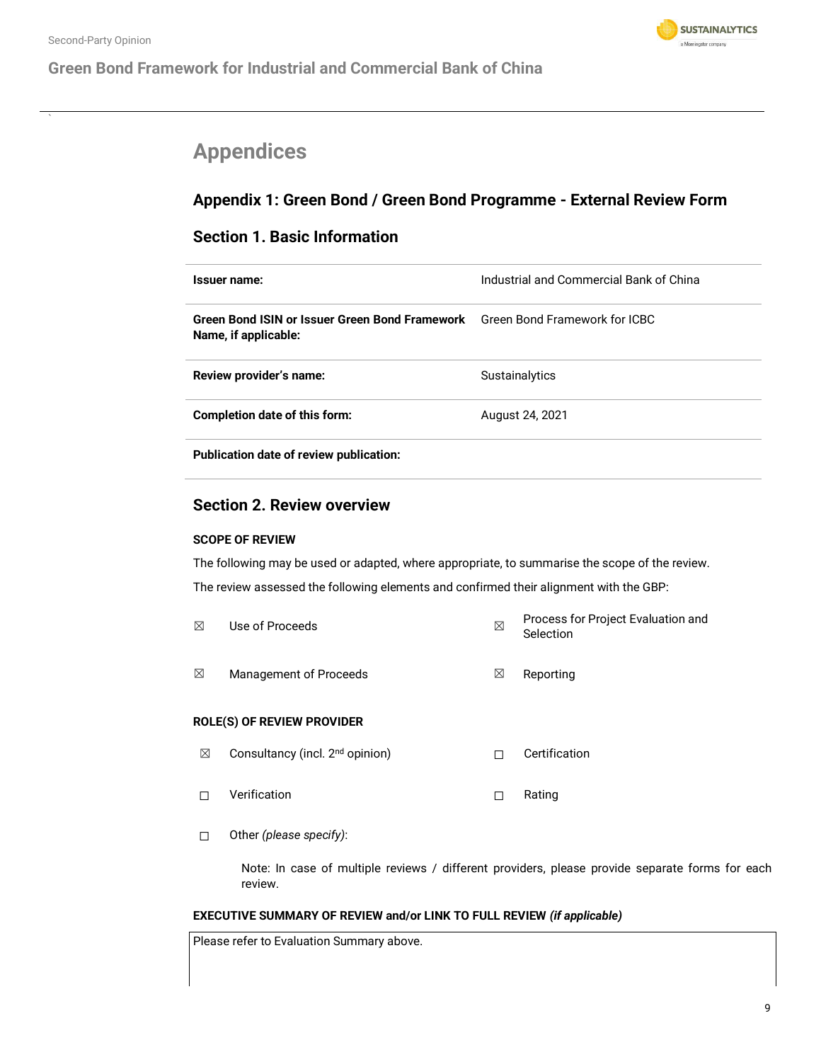# Appendices

## Appendix 1: Green Bond / Green Bond Programme - External Review Form

### Section 1. Basic Information

| | |
|---|---|
| **Issuer name:** | Industrial and Commercial Bank of China |
| **Green Bond ISIN or Issuer Green Bond Framework Name, if applicable:** | Green Bond Framework for ICBC |
| **Review provider's name:** | Sustainalytics |
| **Completion date of this form:** | August 24, 2021 |
| **Publication date of review publication:** | |

### Section 2. Review overview

**SCOPE OF REVIEW**

The following may be used or adapted, where appropriate, to summarise the scope of the review.

The review assessed the following elements and confirmed their alignment with the GBP:

| | | | |
|---|---|---|---|
| ☒ | Use of Proceeds | ☒ | Process for Project Evaluation and Selection |
| ☒ | Management of Proceeds | ☒ | Reporting |

**ROLE(S) OF REVIEW PROVIDER**

| | | | |
|---|---|---|---|
| ☒ | Consultancy (incl. 2nd opinion) | ☐ | Certification |
| ☐ | Verification | ☐ | Rating |
| ☐ | Other *(please specify)*: | | |

Note: In case of multiple reviews / different providers, please provide separate forms for each review.

**EXECUTIVE SUMMARY OF REVIEW and/or LINK TO FULL REVIEW *(if applicable)***

Please refer to Evaluation Summary above.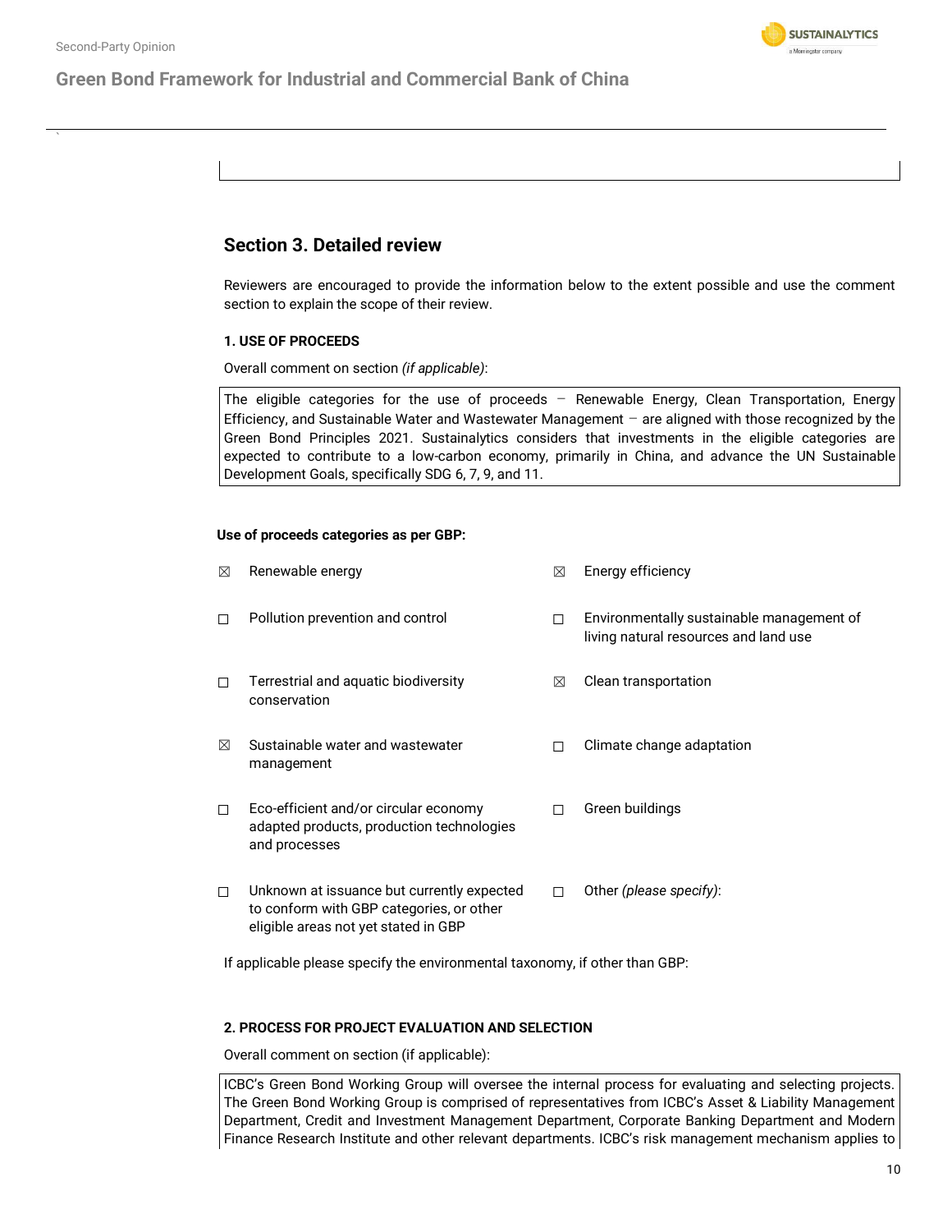## Section 3. Detailed review

Reviewers are encouraged to provide the information below to the extent possible and use the comment section to explain the scope of their review.

### 1. USE OF PROCEEDS

Overall comment on section *(if applicable)*:

The eligible categories for the use of proceeds – Renewable Energy, Clean Transportation, Energy Efficiency, and Sustainable Water and Wastewater Management – are aligned with those recognized by the Green Bond Principles 2021. Sustainalytics considers that investments in the eligible categories are expected to contribute to a low-carbon economy, primarily in China, and advance the UN Sustainable Development Goals, specifically SDG 6, 7, 9, and 11.

**Use of proceeds categories as per GBP:**

- ☒ Renewable energy
- ☒ Energy efficiency
- ☐ Pollution prevention and control
- ☐ Environmentally sustainable management of living natural resources and land use
- ☐ Terrestrial and aquatic biodiversity conservation
- ☒ Clean transportation
- ☒ Sustainable water and wastewater management
- ☐ Climate change adaptation
- ☐ Eco-efficient and/or circular economy adapted products, production technologies and processes
- ☐ Green buildings
- ☐ Unknown at issuance but currently expected to conform with GBP categories, or other eligible areas not yet stated in GBP
- ☐ Other *(please specify)*:

If applicable please specify the environmental taxonomy, if other than GBP:

### 2. PROCESS FOR PROJECT EVALUATION AND SELECTION

Overall comment on section (if applicable):

ICBC's Green Bond Working Group will oversee the internal process for evaluating and selecting projects. The Green Bond Working Group is comprised of representatives from ICBC's Asset & Liability Management Department, Credit and Investment Management Department, Corporate Banking Department and Modern Finance Research Institute and other relevant departments. ICBC's risk management mechanism applies to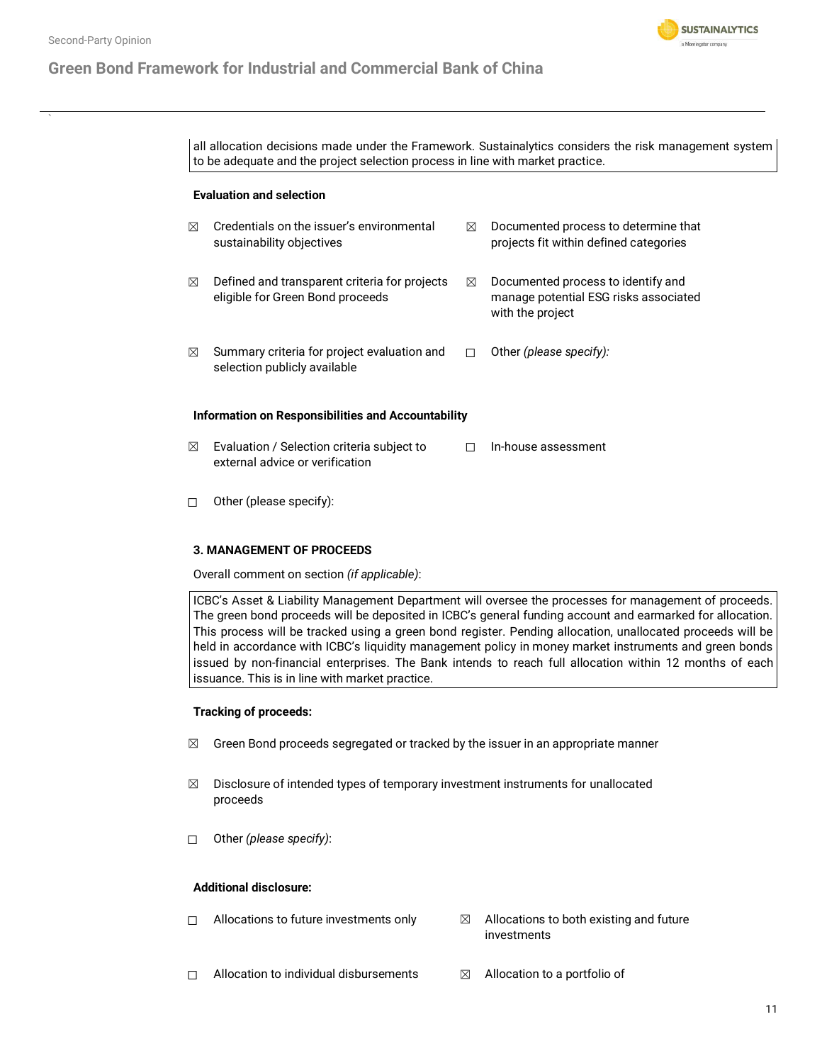all allocation decisions made under the Framework. Sustainalytics considers the risk management system to be adequate and the project selection process in line with market practice.

**Evaluation and selection**

- ☒ Credentials on the issuer's environmental sustainability objectives
- ☒ Documented process to determine that projects fit within defined categories
- ☒ Defined and transparent criteria for projects eligible for Green Bond proceeds
- ☒ Documented process to identify and manage potential ESG risks associated with the project
- ☒ Summary criteria for project evaluation and selection publicly available
- ☐ Other *(please specify)*:

**Information on Responsibilities and Accountability**

- ☒ Evaluation / Selection criteria subject to external advice or verification
- ☐ In-house assessment
- ☐ Other (please specify):

**3. MANAGEMENT OF PROCEEDS**

Overall comment on section *(if applicable)*:

ICBC's Asset & Liability Management Department will oversee the processes for management of proceeds. The green bond proceeds will be deposited in ICBC's general funding account and earmarked for allocation. This process will be tracked using a green bond register. Pending allocation, unallocated proceeds will be held in accordance with ICBC's liquidity management policy in money market instruments and green bonds issued by non-financial enterprises. The Bank intends to reach full allocation within 12 months of each issuance. This is in line with market practice.

**Tracking of proceeds:**

- ☒ Green Bond proceeds segregated or tracked by the issuer in an appropriate manner
- ☒ Disclosure of intended types of temporary investment instruments for unallocated proceeds
- ☐ Other *(please specify)*:

**Additional disclosure:**

- ☐ Allocations to future investments only
- ☒ Allocations to both existing and future investments
- ☐ Allocation to individual disbursements
- ☒ Allocation to a portfolio of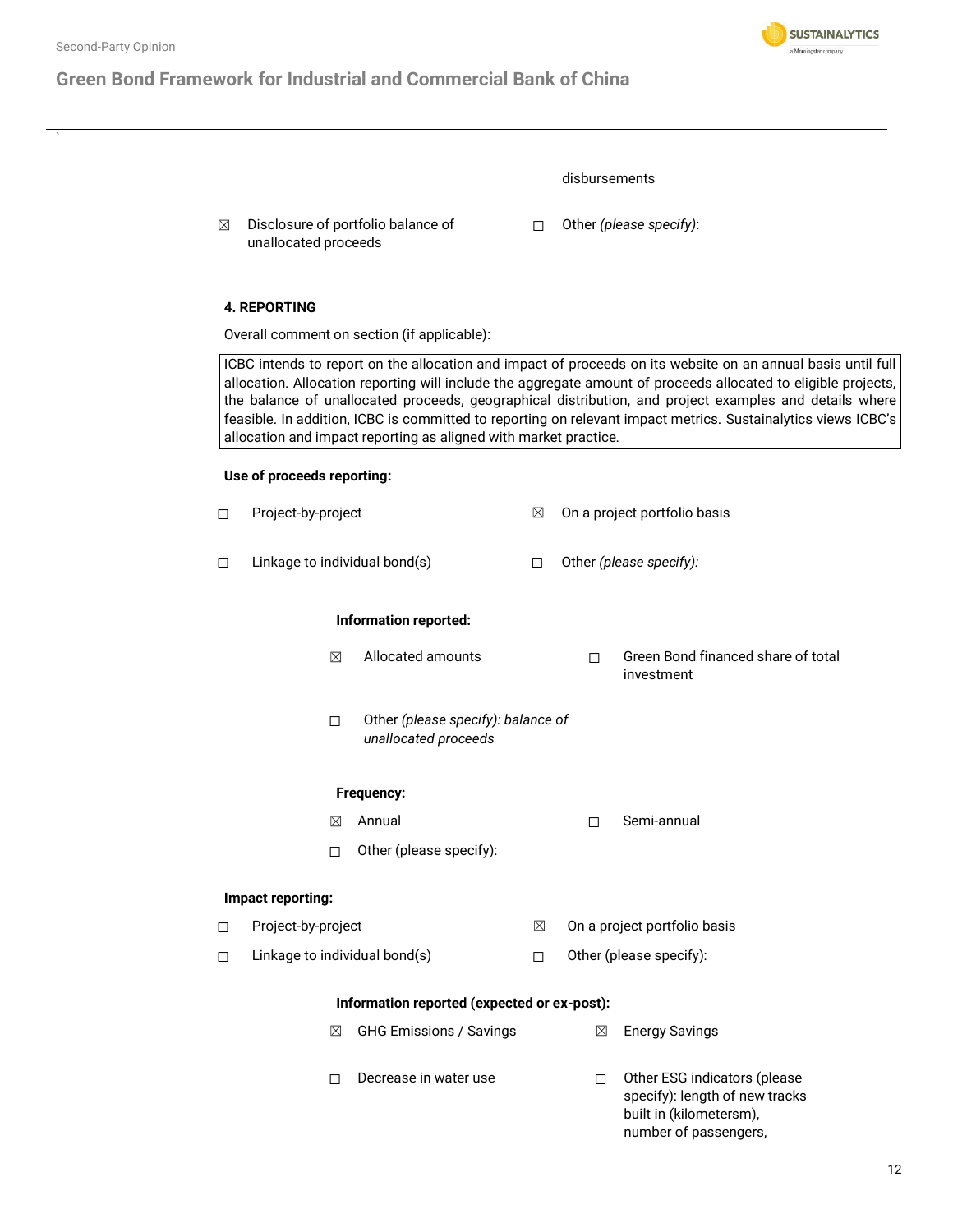disbursements

☒ Disclosure of portfolio balance of unallocated proceeds

☐ Other *(please specify)*:

**4. REPORTING**

Overall comment on section (if applicable):

| ICBC intends to report on the allocation and impact of proceeds on its website on an annual basis until full allocation. Allocation reporting will include the aggregate amount of proceeds allocated to eligible projects, the balance of unallocated proceeds, geographical distribution, and project examples and details where feasible. In addition, ICBC is committed to reporting on relevant impact metrics. Sustainalytics views ICBC's allocation and impact reporting as aligned with market practice. |
|---|

**Use of proceeds reporting:**

☐ Project-by-project

☒ On a project portfolio basis

☐ Linkage to individual bond(s)

☐ Other *(please specify):*

**Information reported:**

☒ Allocated amounts

☐ Green Bond financed share of total investment

☐ Other *(please specify): balance of unallocated proceeds*

**Frequency:**

☒ Annual

☐ Semi-annual

☐ Other (please specify):

**Impact reporting:**

☐ Project-by-project

☒ On a project portfolio basis

☐ Linkage to individual bond(s)

☐ Other (please specify):

**Information reported (expected or ex-post):**

☒ GHG Emissions / Savings

☒ Energy Savings

☐ Decrease in water use

☐ Other ESG indicators (please specify): length of new tracks built in (kilometersm), number of passengers,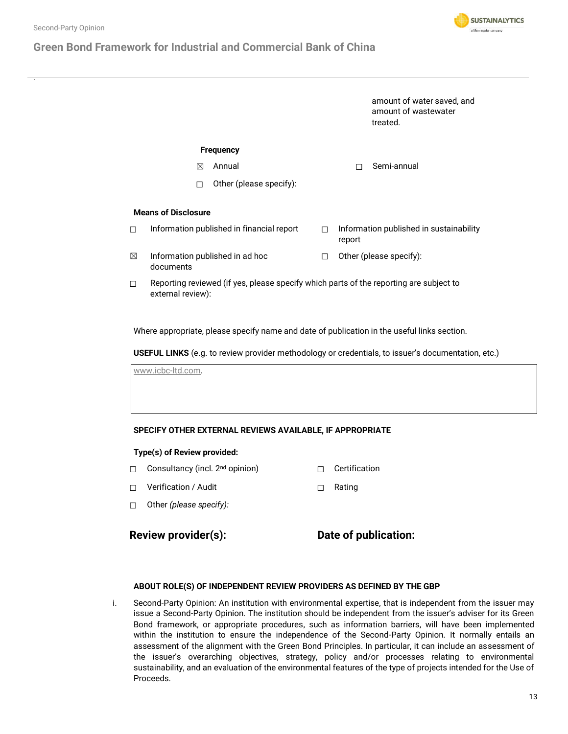amount of water saved, and amount of wastewater treated.

**Frequency**

☒ Annual

☐ Semi-annual

☐ Other (please specify):

**Means of Disclosure**

☐ Information published in financial report

☐ Information published in sustainability report

☒ Information published in ad hoc documents

☐ Other (please specify):

☐ Reporting reviewed (if yes, please specify which parts of the reporting are subject to external review):

Where appropriate, please specify name and date of publication in the useful links section.

**USEFUL LINKS** (e.g. to review provider methodology or credentials, to issuer's documentation, etc.)

| www.icbc-ltd.com. |
|---|

**SPECIFY OTHER EXTERNAL REVIEWS AVAILABLE, IF APPROPRIATE**

**Type(s) of Review provided:**

☐ Consultancy (incl. 2nd opinion)

☐ Certification

☐ Verification / Audit

☐ Rating

☐ Other *(please specify):*

**Review provider(s):**

**Date of publication:**

**ABOUT ROLE(S) OF INDEPENDENT REVIEW PROVIDERS AS DEFINED BY THE GBP**

i. Second-Party Opinion: An institution with environmental expertise, that is independent from the issuer may issue a Second-Party Opinion. The institution should be independent from the issuer's adviser for its Green Bond framework, or appropriate procedures, such as information barriers, will have been implemented within the institution to ensure the independence of the Second-Party Opinion. It normally entails an assessment of the alignment with the Green Bond Principles. In particular, it can include an assessment of the issuer's overarching objectives, strategy, policy and/or processes relating to environmental sustainability, and an evaluation of the environmental features of the type of projects intended for the Use of Proceeds.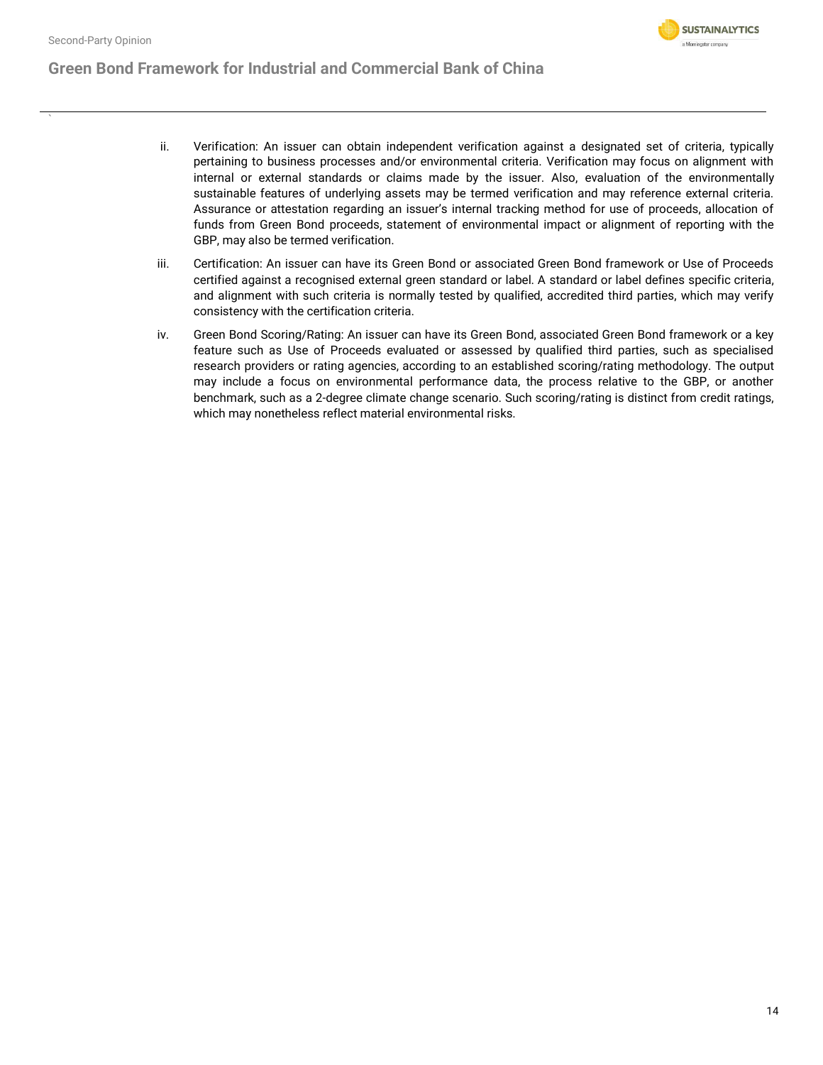ii. Verification: An issuer can obtain independent verification against a designated set of criteria, typically pertaining to business processes and/or environmental criteria. Verification may focus on alignment with internal or external standards or claims made by the issuer. Also, evaluation of the environmentally sustainable features of underlying assets may be termed verification and may reference external criteria. Assurance or attestation regarding an issuer's internal tracking method for use of proceeds, allocation of funds from Green Bond proceeds, statement of environmental impact or alignment of reporting with the GBP, may also be termed verification.

iii. Certification: An issuer can have its Green Bond or associated Green Bond framework or Use of Proceeds certified against a recognised external green standard or label. A standard or label defines specific criteria, and alignment with such criteria is normally tested by qualified, accredited third parties, which may verify consistency with the certification criteria.

iv. Green Bond Scoring/Rating: An issuer can have its Green Bond, associated Green Bond framework or a key feature such as Use of Proceeds evaluated or assessed by qualified third parties, such as specialised research providers or rating agencies, according to an established scoring/rating methodology. The output may include a focus on environmental performance data, the process relative to the GBP, or another benchmark, such as a 2-degree climate change scenario. Such scoring/rating is distinct from credit ratings, which may nonetheless reflect material environmental risks.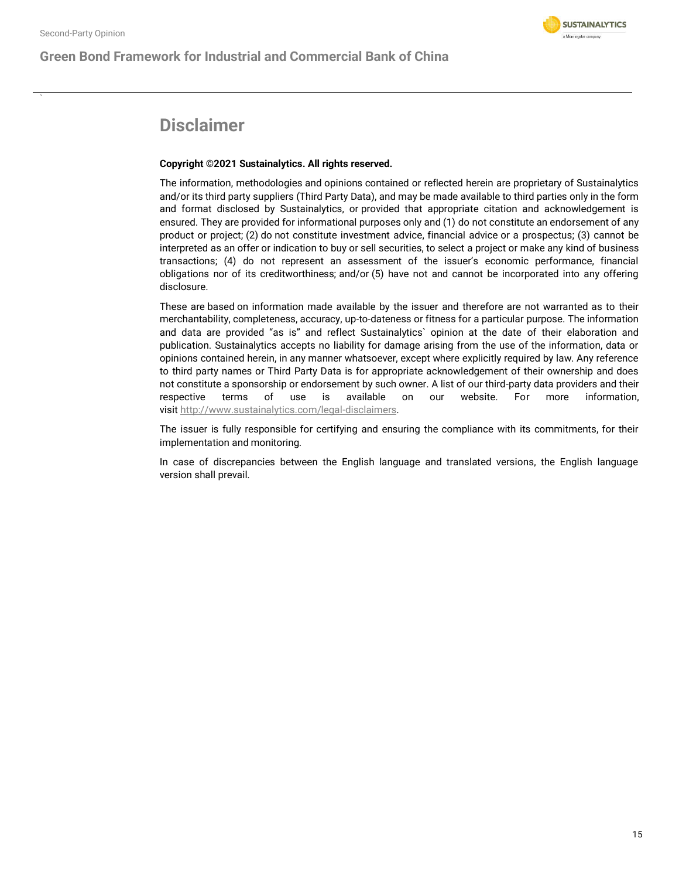# Disclaimer

**Copyright ©2021 Sustainalytics. All rights reserved.**

The information, methodologies and opinions contained or reflected herein are proprietary of Sustainalytics and/or its third party suppliers (Third Party Data), and may be made available to third parties only in the form and format disclosed by Sustainalytics, or provided that appropriate citation and acknowledgement is ensured. They are provided for informational purposes only and (1) do not constitute an endorsement of any product or project; (2) do not constitute investment advice, financial advice or a prospectus; (3) cannot be interpreted as an offer or indication to buy or sell securities, to select a project or make any kind of business transactions; (4) do not represent an assessment of the issuer's economic performance, financial obligations nor of its creditworthiness; and/or (5) have not and cannot be incorporated into any offering disclosure.

These are based on information made available by the issuer and therefore are not warranted as to their merchantability, completeness, accuracy, up-to-dateness or fitness for a particular purpose. The information and data are provided "as is" and reflect Sustainalytics` opinion at the date of their elaboration and publication. Sustainalytics accepts no liability for damage arising from the use of the information, data or opinions contained herein, in any manner whatsoever, except where explicitly required by law. Any reference to third party names or Third Party Data is for appropriate acknowledgement of their ownership and does not constitute a sponsorship or endorsement by such owner. A list of our third-party data providers and their respective terms of use is available on our website. For more information, visit http://www.sustainalytics.com/legal-disclaimers.

The issuer is fully responsible for certifying and ensuring the compliance with its commitments, for their implementation and monitoring.

In case of discrepancies between the English language and translated versions, the English language version shall prevail.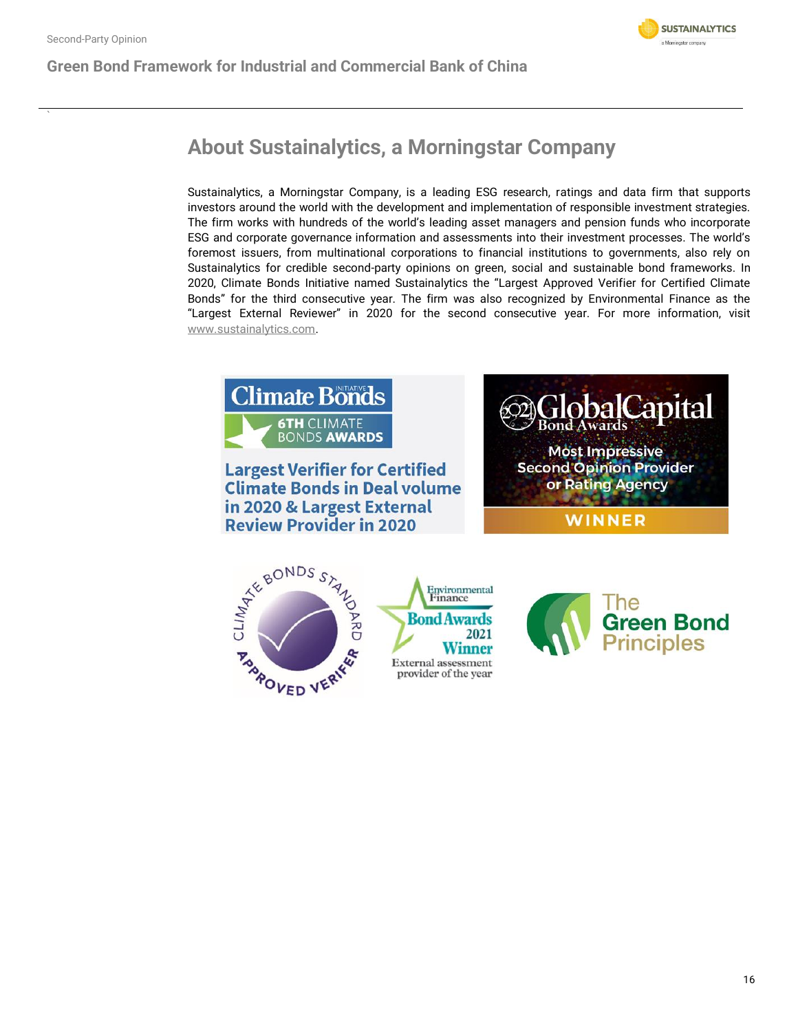## About Sustainalytics, a Morningstar Company

Sustainalytics, a Morningstar Company, is a leading ESG research, ratings and data firm that supports investors around the world with the development and implementation of responsible investment strategies. The firm works with hundreds of the world's leading asset managers and pension funds who incorporate ESG and corporate governance information and assessments into their investment processes. The world's foremost issuers, from multinational corporations to financial institutions to governments, also rely on Sustainalytics for credible second-party opinions on green, social and sustainable bond frameworks. In 2020, Climate Bonds Initiative named Sustainalytics the "Largest Approved Verifier for Certified Climate Bonds" for the third consecutive year. The firm was also recognized by Environmental Finance as the "Largest External Reviewer" in 2020 for the second consecutive year. For more information, visit www.sustainalytics.com.

Climate Bonds Initiative 6TH CLIMATE BONDS AWARDS

Largest Verifier for Certified Climate Bonds in Deal volume in 2020 & Largest External Review Provider in 2020

2021 GlobalCapital Bond Awards

Most Impressive Second Opinion Provider or Rating Agency

WINNER

CLIMATE BONDS STANDARD APPROVED VERIFIER

Environmental Finance Bond Awards 2021 Winner

External assessment provider of the year

The Green Bond Principles